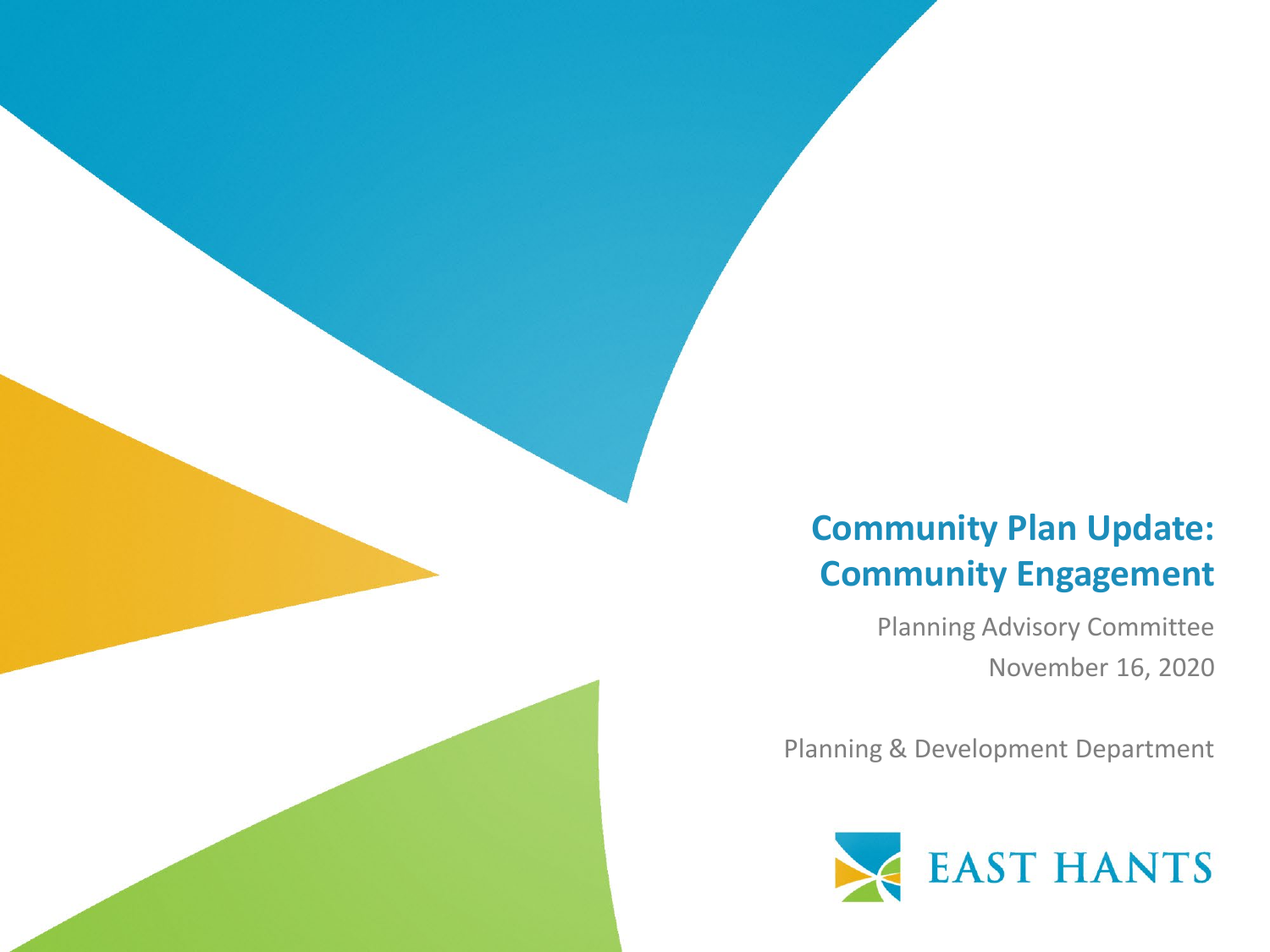# Community Plan Update: Community Engagement

Planning Advisory Committee

November 16, 2020

Planning & Development Department

EAST HANTS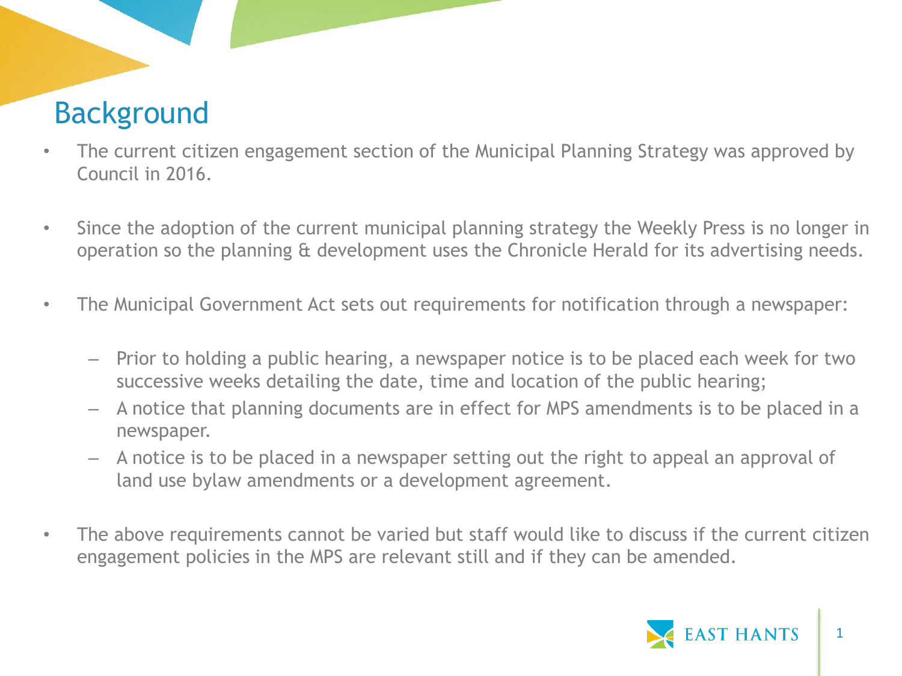# Background

- The current citizen engagement section of the Municipal Planning Strategy was approved by Council in 2016.

- Since the adoption of the current municipal planning strategy the Weekly Press is no longer in operation so the planning & development uses the Chronicle Herald for its advertising needs.

- The Municipal Government Act sets out requirements for notification through a newspaper:

  - Prior to holding a public hearing, a newspaper notice is to be placed each week for two successive weeks detailing the date, time and location of the public hearing;
  - A notice that planning documents are in effect for MPS amendments is to be placed in a newspaper.
  - A notice is to be placed in a newspaper setting out the right to appeal an approval of land use bylaw amendments or a development agreement.

- The above requirements cannot be varied but staff would like to discuss if the current citizen engagement policies in the MPS are relevant still and if they can be amended.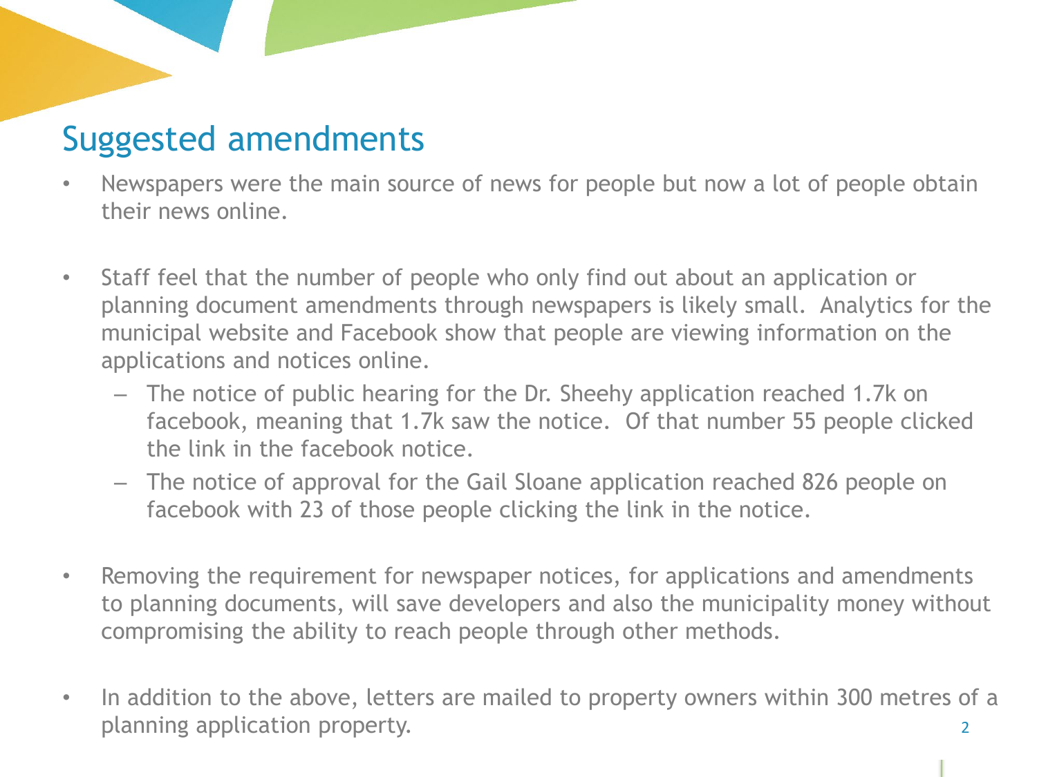## Suggested amendments

- Newspapers were the main source of news for people but now a lot of people obtain their news online.

- Staff feel that the number of people who only find out about an application or planning document amendments through newspapers is likely small. Analytics for the municipal website and Facebook show that people are viewing information on the applications and notices online.
  - The notice of public hearing for the Dr. Sheehy application reached 1.7k on facebook, meaning that 1.7k saw the notice. Of that number 55 people clicked the link in the facebook notice.
  - The notice of approval for the Gail Sloane application reached 826 people on facebook with 23 of those people clicking the link in the notice.

- Removing the requirement for newspaper notices, for applications and amendments to planning documents, will save developers and also the municipality money without compromising the ability to reach people through other methods.

- In addition to the above, letters are mailed to property owners within 300 metres of a planning application property.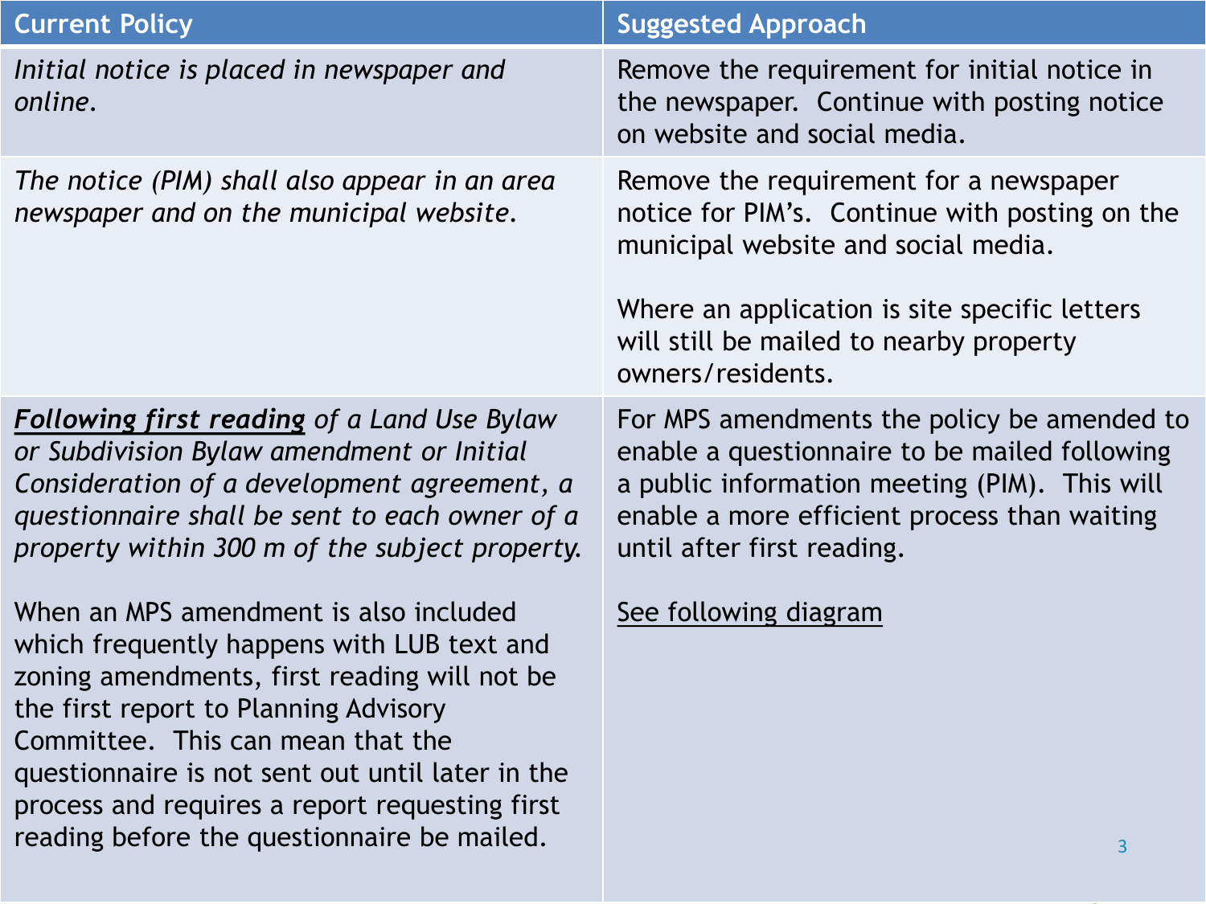| Current Policy | Suggested Approach |
| --- | --- |
| *Initial notice is placed in newspaper and online.* | Remove the requirement for initial notice in the newspaper. Continue with posting notice on website and social media. |
| *The notice (PIM) shall also appear in an area newspaper and on the municipal website.* | Remove the requirement for a newspaper notice for PIM's. Continue with posting on the municipal website and social media.<br><br>Where an application is site specific letters will still be mailed to nearby property owners/residents. |
| ***<u>Following first reading</u>*** *of a Land Use Bylaw or Subdivision Bylaw amendment or Initial Consideration of a development agreement, a questionnaire shall be sent to each owner of a property within 300 m of the subject property.*<br><br>When an MPS amendment is also included which frequently happens with LUB text and zoning amendments, first reading will not be the first report to Planning Advisory Committee. This can mean that the questionnaire is not sent out until later in the process and requires a report requesting first reading before the questionnaire be mailed. | For MPS amendments the policy be amended to enable a questionnaire to be mailed following a public information meeting (PIM). This will enable a more efficient process than waiting until after first reading.<br><br><u>See following diagram</u> |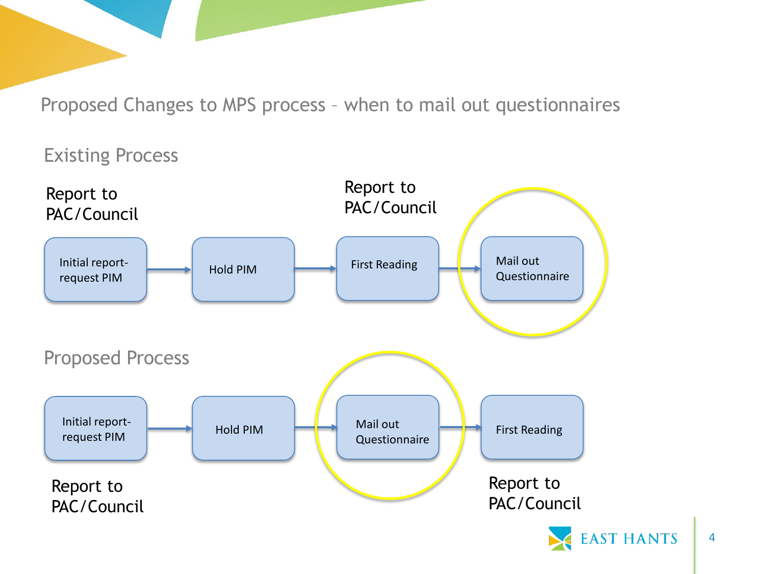# Proposed Changes to MPS process – when to mail out questionnaires

## Existing Process

Report to PAC/Council

Initial report-request PIM → Hold PIM → First Reading → Mail out Questionnaire

Report to PAC/Council (First Reading)

## Proposed Process

Initial report-request PIM → Hold PIM → Mail out Questionnaire → First Reading

Report to PAC/Council (Initial report-request PIM)

Report to PAC/Council (First Reading)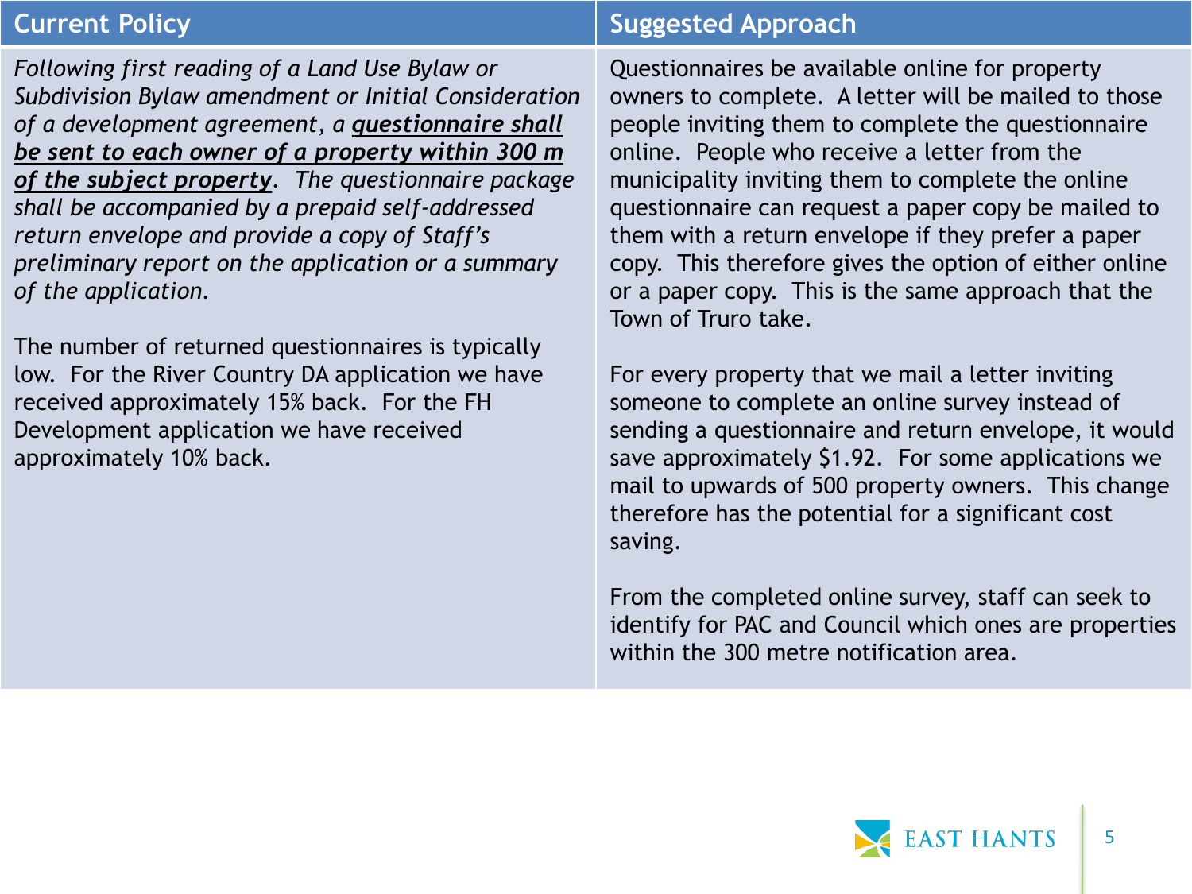| Current Policy | Suggested Approach |
|---|---|
| *Following first reading of a Land Use Bylaw or Subdivision Bylaw amendment or Initial Consideration of a development agreement, a* ***questionnaire shall be sent to each owner of a property within 300 m of the subject property****. The questionnaire package shall be accompanied by a prepaid self-addressed return envelope and provide a copy of Staff's preliminary report on the application or a summary of the application.*<br><br>The number of returned questionnaires is typically low. For the River Country DA application we have received approximately 15% back. For the FH Development application we have received approximately 10% back. | Questionnaires be available online for property owners to complete. A letter will be mailed to those people inviting them to complete the questionnaire online. People who receive a letter from the municipality inviting them to complete the online questionnaire can request a paper copy be mailed to them with a return envelope if they prefer a paper copy. This therefore gives the option of either online or a paper copy. This is the same approach that the Town of Truro take.<br><br>For every property that we mail a letter inviting someone to complete an online survey instead of sending a questionnaire and return envelope, it would save approximately $1.92. For some applications we mail to upwards of 500 property owners. This change therefore has the potential for a significant cost saving.<br><br>From the completed online survey, staff can seek to identify for PAC and Council which ones are properties within the 300 metre notification area. |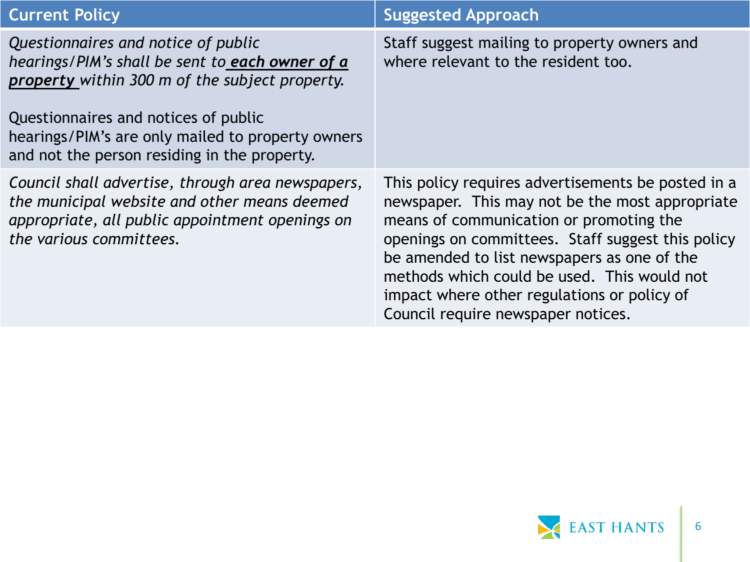| Current Policy | Suggested Approach |
|---|---|
| *Questionnaires and notice of public hearings/PIM's shall be sent to* ***each owner of a property*** *within 300 m of the subject property.*<br><br>Questionnaires and notices of public hearings/PIM's are only mailed to property owners and not the person residing in the property. | Staff suggest mailing to property owners and where relevant to the resident too. |
| *Council shall advertise, through area newspapers, the municipal website and other means deemed appropriate, all public appointment openings on the various committees.* | This policy requires advertisements be posted in a newspaper. This may not be the most appropriate means of communication or promoting the openings on committees. Staff suggest this policy be amended to list newspapers as one of the methods which could be used. This would not impact where other regulations or policy of Council require newspaper notices. |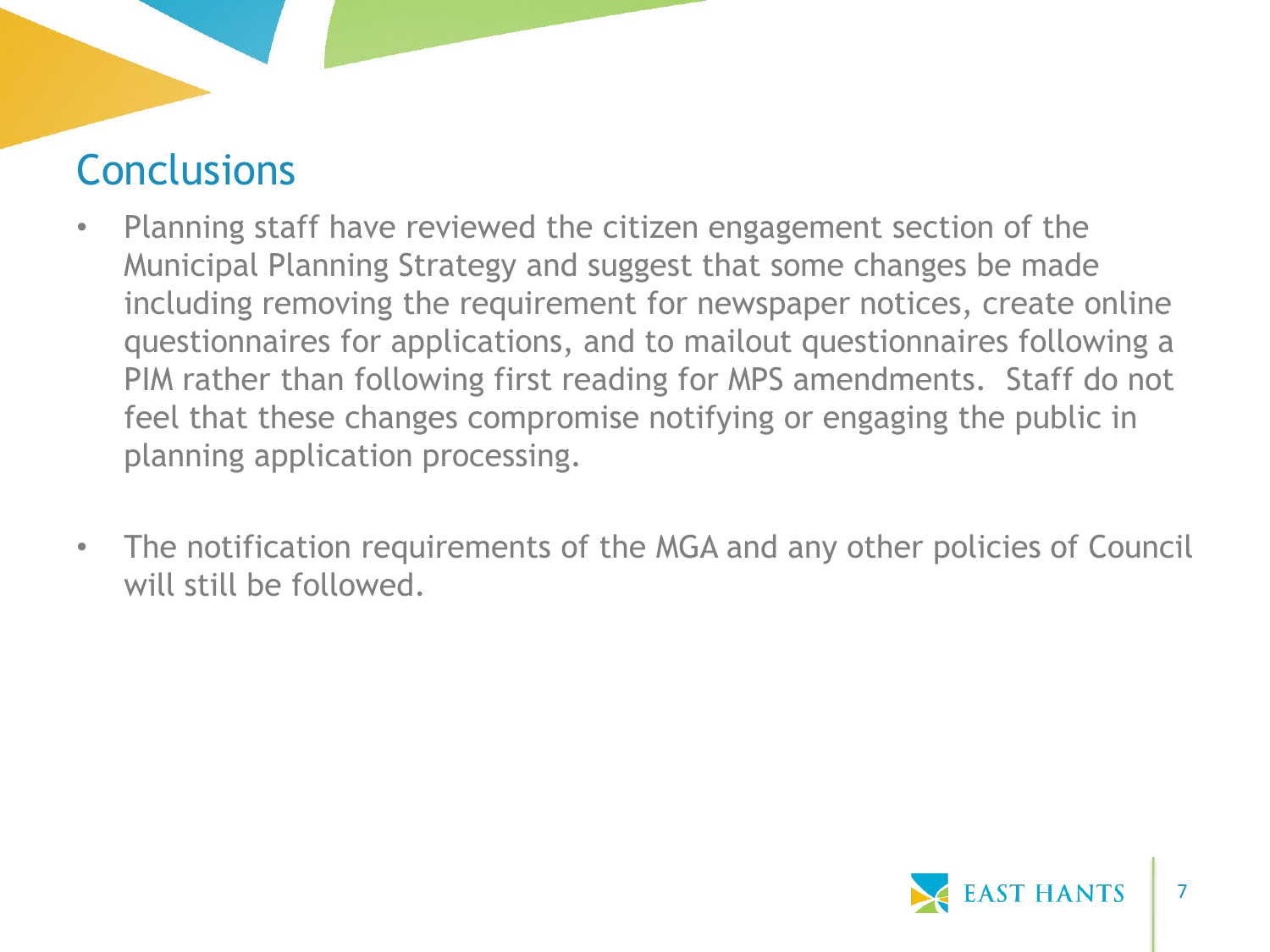## Conclusions

- Planning staff have reviewed the citizen engagement section of the Municipal Planning Strategy and suggest that some changes be made including removing the requirement for newspaper notices, create online questionnaires for applications, and to mailout questionnaires following a PIM rather than following first reading for MPS amendments. Staff do not feel that these changes compromise notifying or engaging the public in planning application processing.

- The notification requirements of the MGA and any other policies of Council will still be followed.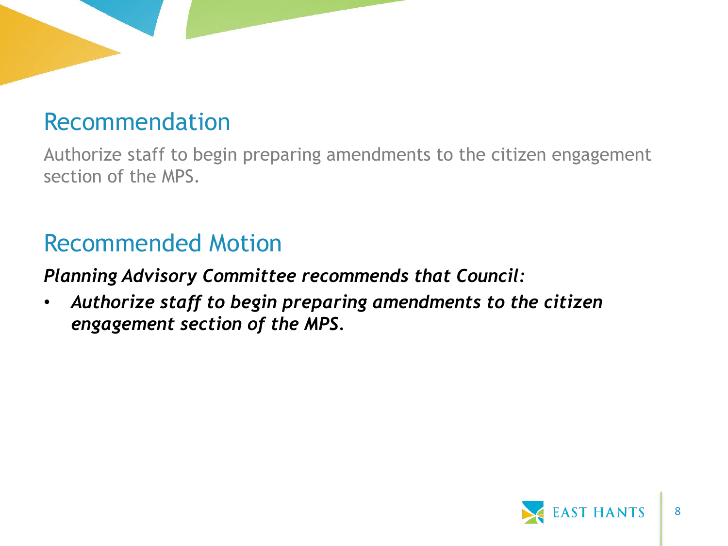## Recommendation

Authorize staff to begin preparing amendments to the citizen engagement section of the MPS.

## Recommended Motion

***Planning Advisory Committee recommends that Council:***

- ***Authorize staff to begin preparing amendments to the citizen engagement section of the MPS.***